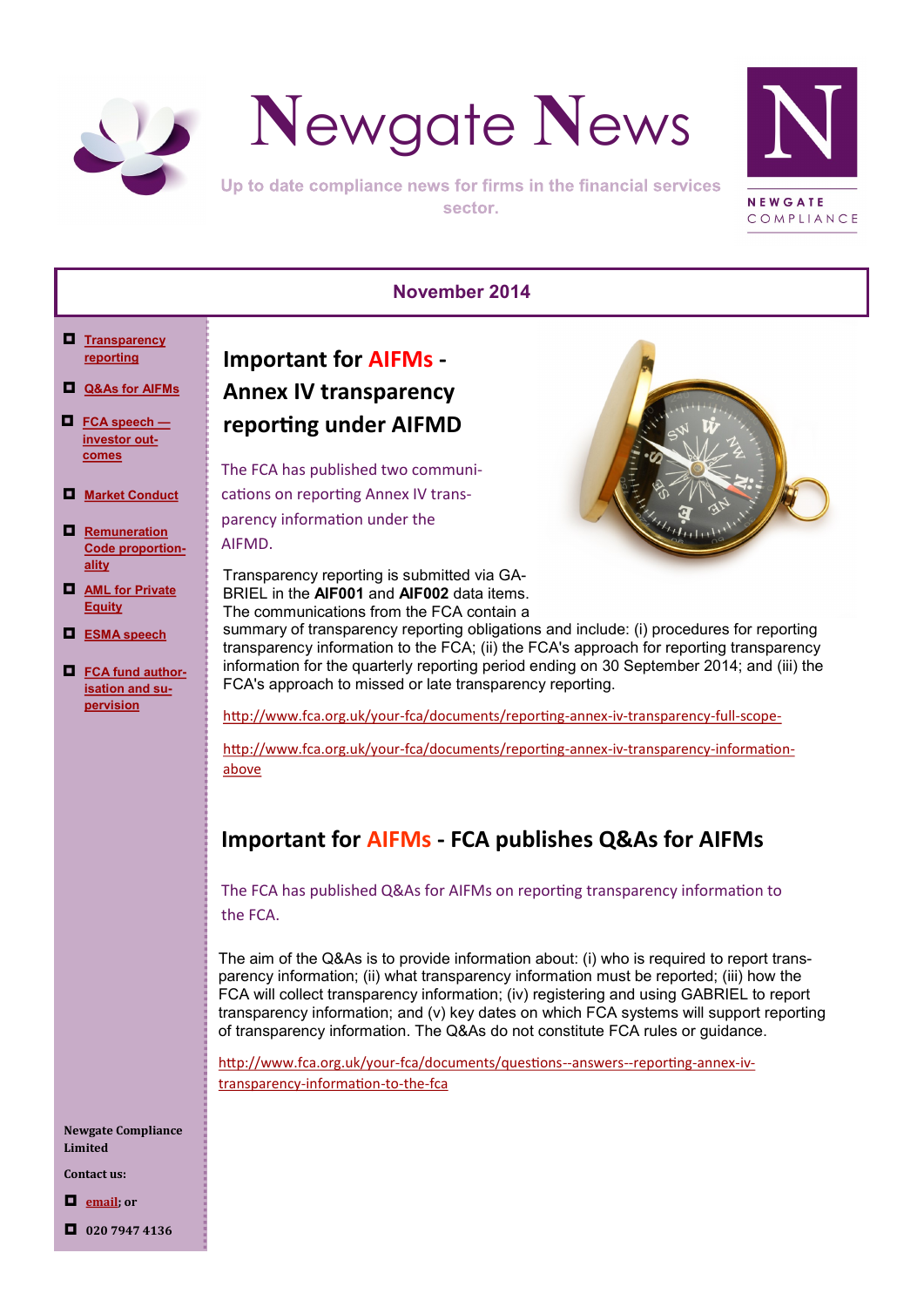# Newgate News

Up to date compliance news for firms in the financial services sector.

NEWGATE COMPLIANCE

**November 2014**

- Transparency reporting
- Q&As for AIFMs
- FCA speech — investor outcomes
- Market Conduct
- Remuneration Code proportionality
- AML for Private Equity
- ESMA speech
- FCA fund authorisation and supervision

Newgate Compliance Limited

Contact us:

- email; or
- 020 7947 4136

## Important for AIFMs - Annex IV transparency reporting under AIFMD

The FCA has published two communications on reporting Annex IV transparency information under the AIFMD.

Transparency reporting is submitted via GABRIEL in the **AIF001** and **AIF002** data items. The communications from the FCA contain a summary of transparency reporting obligations and include: (i) procedures for reporting transparency information to the FCA; (ii) the FCA's approach for reporting transparency information for the quarterly reporting period ending on 30 September 2014; and (iii) the FCA's approach to missed or late transparency reporting.

http://www.fca.org.uk/your-fca/documents/reporting-annex-iv-transparency-full-scope-

http://www.fca.org.uk/your-fca/documents/reporting-annex-iv-transparency-information-above

## Important for AIFMs - FCA publishes Q&As for AIFMs

The FCA has published Q&As for AIFMs on reporting transparency information to the FCA.

The aim of the Q&As is to provide information about: (i) who is required to report transparency information; (ii) what transparency information must be reported; (iii) how the FCA will collect transparency information; (iv) registering and using GABRIEL to report transparency information; and (v) key dates on which FCA systems will support reporting of transparency information. The Q&As do not constitute FCA rules or guidance.

http://www.fca.org.uk/your-fca/documents/questions--answers--reporting-annex-iv-transparency-information-to-the-fca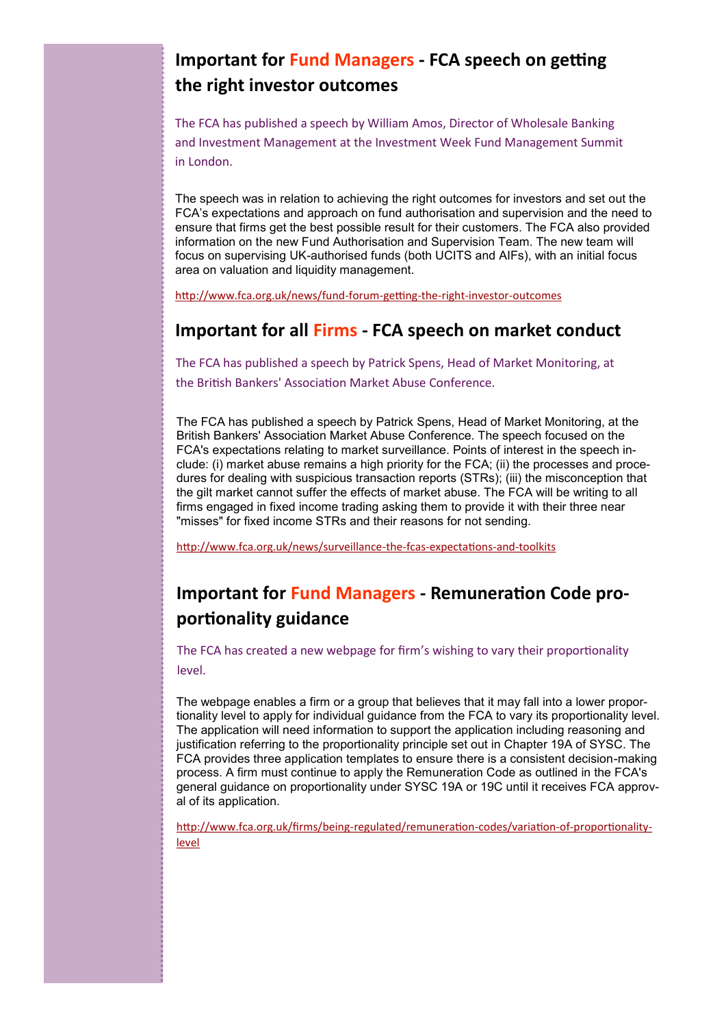## Important for Fund Managers - FCA speech on getting the right investor outcomes

The FCA has published a speech by William Amos, Director of Wholesale Banking and Investment Management at the Investment Week Fund Management Summit in London.

The speech was in relation to achieving the right outcomes for investors and set out the FCA's expectations and approach on fund authorisation and supervision and the need to ensure that firms get the best possible result for their customers. The FCA also provided information on the new Fund Authorisation and Supervision Team. The new team will focus on supervising UK-authorised funds (both UCITS and AIFs), with an initial focus area on valuation and liquidity management.

http://www.fca.org.uk/news/fund-forum-getting-the-right-investor-outcomes

## Important for all Firms - FCA speech on market conduct

The FCA has published a speech by Patrick Spens, Head of Market Monitoring, at the British Bankers' Association Market Abuse Conference.

The FCA has published a speech by Patrick Spens, Head of Market Monitoring, at the British Bankers' Association Market Abuse Conference. The speech focused on the FCA's expectations relating to market surveillance. Points of interest in the speech include: (i) market abuse remains a high priority for the FCA; (ii) the processes and procedures for dealing with suspicious transaction reports (STRs); (iii) the misconception that the gilt market cannot suffer the effects of market abuse. The FCA will be writing to all firms engaged in fixed income trading asking them to provide it with their three near "misses" for fixed income STRs and their reasons for not sending.

http://www.fca.org.uk/news/surveillance-the-fcas-expectations-and-toolkits

## Important for Fund Managers - Remuneration Code proportionality guidance

The FCA has created a new webpage for firm's wishing to vary their proportionality level.

The webpage enables a firm or a group that believes that it may fall into a lower proportionality level to apply for individual guidance from the FCA to vary its proportionality level. The application will need information to support the application including reasoning and justification referring to the proportionality principle set out in Chapter 19A of SYSC. The FCA provides three application templates to ensure there is a consistent decision-making process. A firm must continue to apply the Remuneration Code as outlined in the FCA's general guidance on proportionality under SYSC 19A or 19C until it receives FCA approval of its application.

http://www.fca.org.uk/firms/being-regulated/remuneration-codes/variation-of-proportionality-level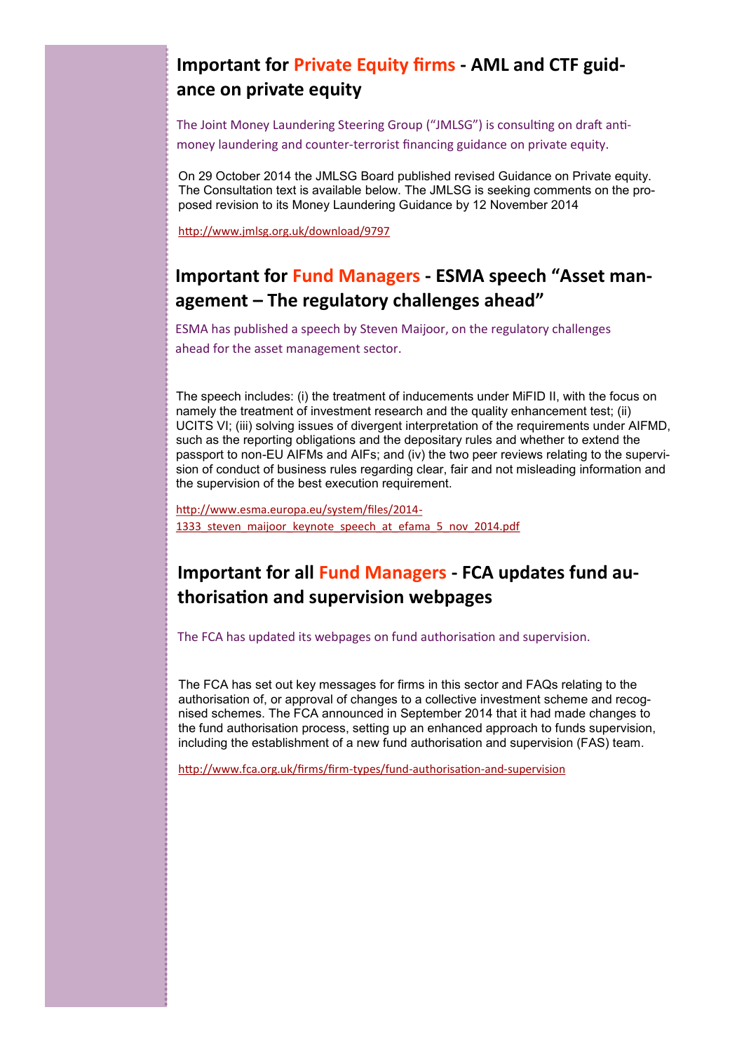## Important for Private Equity firms - AML and CTF guidance on private equity

The Joint Money Laundering Steering Group ("JMLSG") is consulting on draft anti-money laundering and counter-terrorist financing guidance on private equity.

On 29 October 2014 the JMLSG Board published revised Guidance on Private equity. The Consultation text is available below. The JMLSG is seeking comments on the proposed revision to its Money Laundering Guidance by 12 November 2014

http://www.jmlsg.org.uk/download/9797

## Important for Fund Managers - ESMA speech "Asset management – The regulatory challenges ahead"

ESMA has published a speech by Steven Maijoor, on the regulatory challenges ahead for the asset management sector.

The speech includes: (i) the treatment of inducements under MiFID II, with the focus on namely the treatment of investment research and the quality enhancement test; (ii) UCITS VI; (iii) solving issues of divergent interpretation of the requirements under AIFMD, such as the reporting obligations and the depositary rules and whether to extend the passport to non-EU AIFMs and AIFs; and (iv) the two peer reviews relating to the supervision of conduct of business rules regarding clear, fair and not misleading information and the supervision of the best execution requirement.

http://www.esma.europa.eu/system/files/2014-1333_steven_maijoor_keynote_speech_at_efama_5_nov_2014.pdf

## Important for all Fund Managers - FCA updates fund authorisation and supervision webpages

The FCA has updated its webpages on fund authorisation and supervision.

The FCA has set out key messages for firms in this sector and FAQs relating to the authorisation of, or approval of changes to a collective investment scheme and recognised schemes. The FCA announced in September 2014 that it had made changes to the fund authorisation process, setting up an enhanced approach to funds supervision, including the establishment of a new fund authorisation and supervision (FAS) team.

http://www.fca.org.uk/firms/firm-types/fund-authorisation-and-supervision